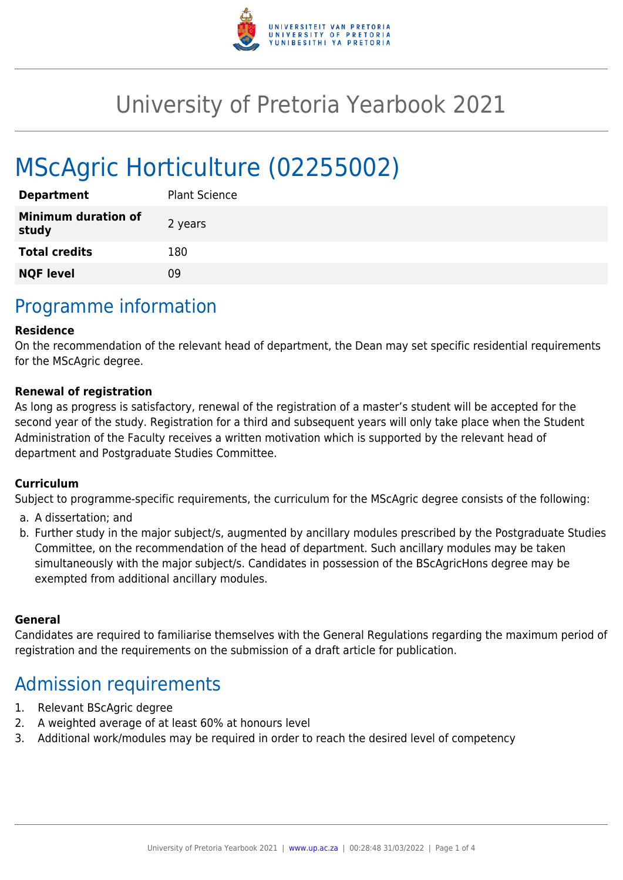# University of Pretoria Yearbook 2021

# MScAgric Horticulture (02255002)

| | |
|---|---|
| **Department** | Plant Science |
| **Minimum duration of study** | 2 years |
| **Total credits** | 180 |
| **NQF level** | 09 |

## Programme information

**Residence**

On the recommendation of the relevant head of department, the Dean may set specific residential requirements for the MScAgric degree.

**Renewal of registration**

As long as progress is satisfactory, renewal of the registration of a master's student will be accepted for the second year of the study. Registration for a third and subsequent years will only take place when the Student Administration of the Faculty receives a written motivation which is supported by the relevant head of department and Postgraduate Studies Committee.

**Curriculum**

Subject to programme-specific requirements, the curriculum for the MScAgric degree consists of the following:

a. A dissertation; and
b. Further study in the major subject/s, augmented by ancillary modules prescribed by the Postgraduate Studies Committee, on the recommendation of the head of department. Such ancillary modules may be taken simultaneously with the major subject/s. Candidates in possession of the BScAgricHons degree may be exempted from additional ancillary modules.

**General**

Candidates are required to familiarise themselves with the General Regulations regarding the maximum period of registration and the requirements on the submission of a draft article for publication.

## Admission requirements

1. Relevant BScAgric degree
2. A weighted average of at least 60% at honours level
3. Additional work/modules may be required in order to reach the desired level of competency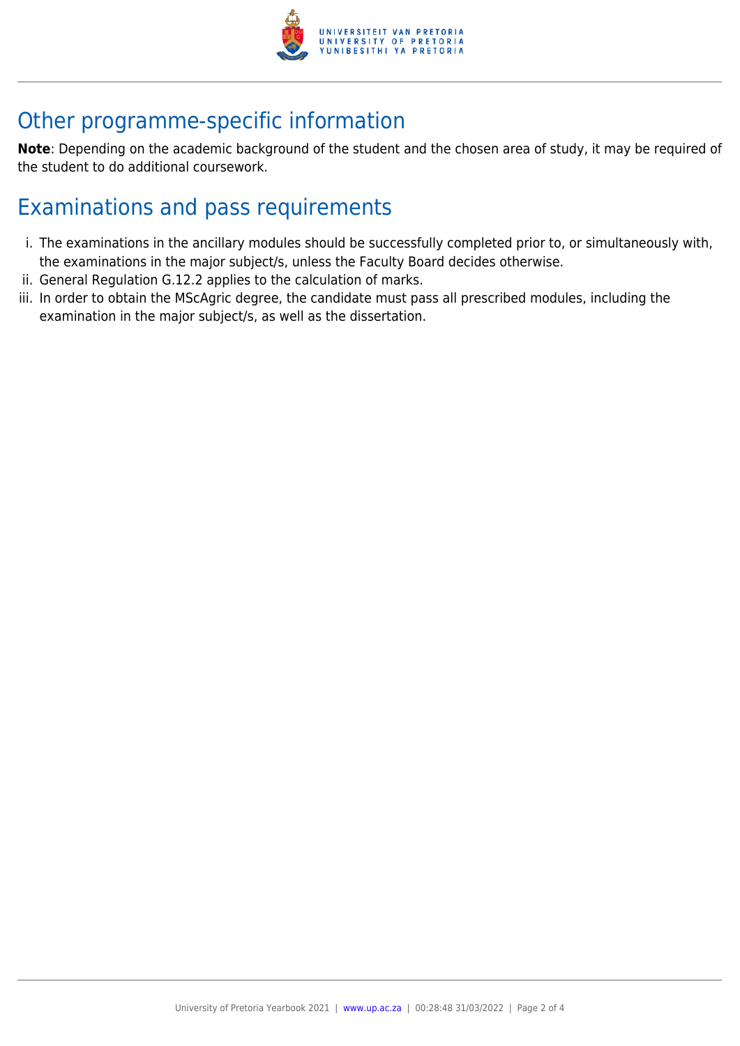## Other programme-specific information

**Note**: Depending on the academic background of the student and the chosen area of study, it may be required of the student to do additional coursework.

## Examinations and pass requirements

i. The examinations in the ancillary modules should be successfully completed prior to, or simultaneously with, the examinations in the major subject/s, unless the Faculty Board decides otherwise.
ii. General Regulation G.12.2 applies to the calculation of marks.
iii. In order to obtain the MScAgric degree, the candidate must pass all prescribed modules, including the examination in the major subject/s, as well as the dissertation.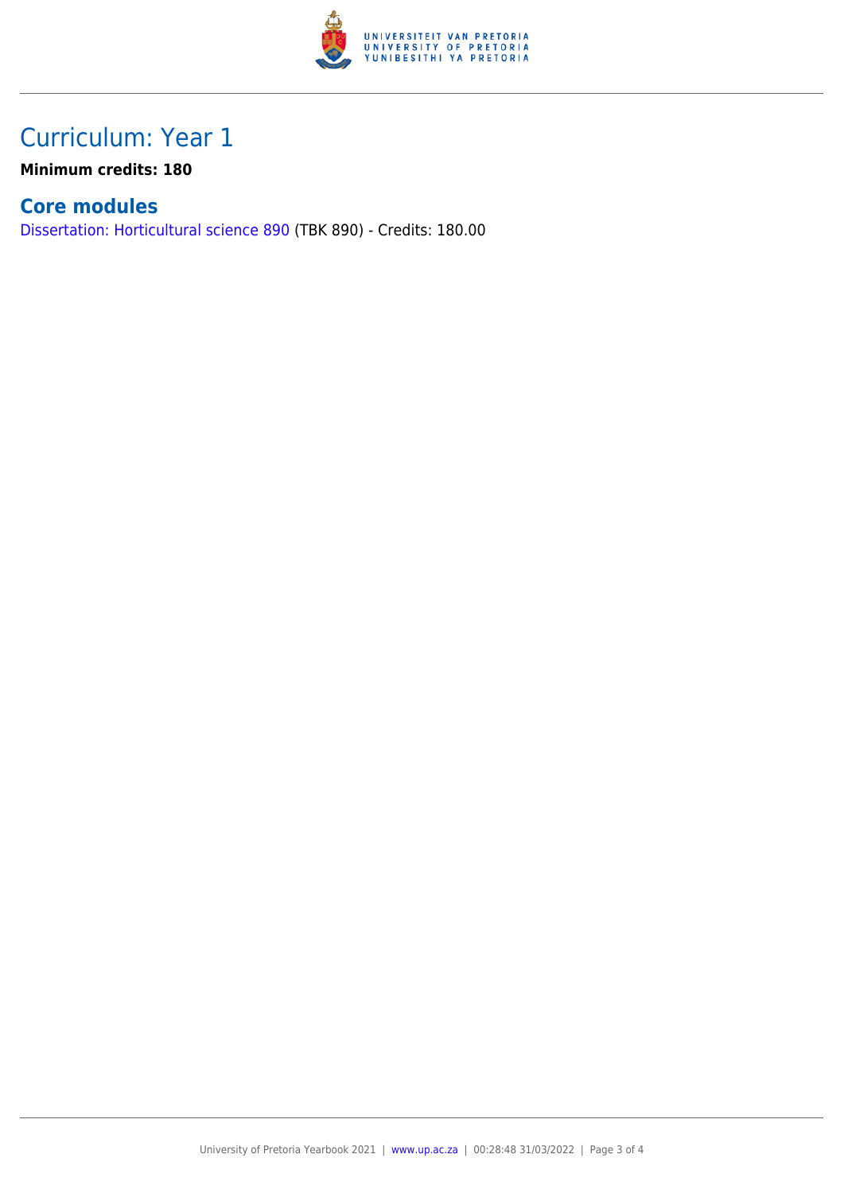# Curriculum: Year 1

**Minimum credits: 180**

## Core modules

Dissertation: Horticultural science 890 (TBK 890) - Credits: 180.00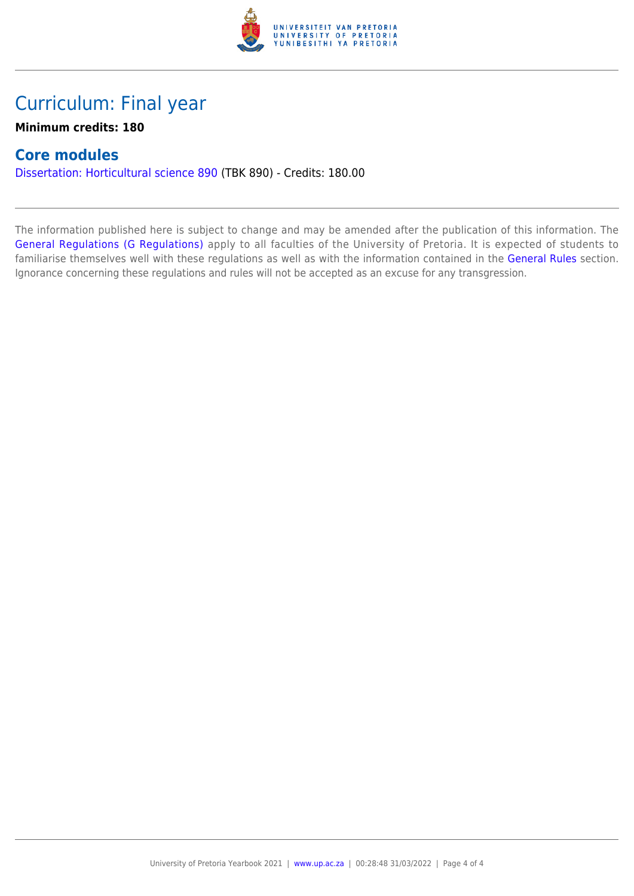## Curriculum: Final year

**Minimum credits: 180**

### Core modules

Dissertation: Horticultural science 890 (TBK 890) - Credits: 180.00

The information published here is subject to change and may be amended after the publication of this information. The General Regulations (G Regulations) apply to all faculties of the University of Pretoria. It is expected of students to familiarise themselves well with these regulations as well as with the information contained in the General Rules section. Ignorance concerning these regulations and rules will not be accepted as an excuse for any transgression.